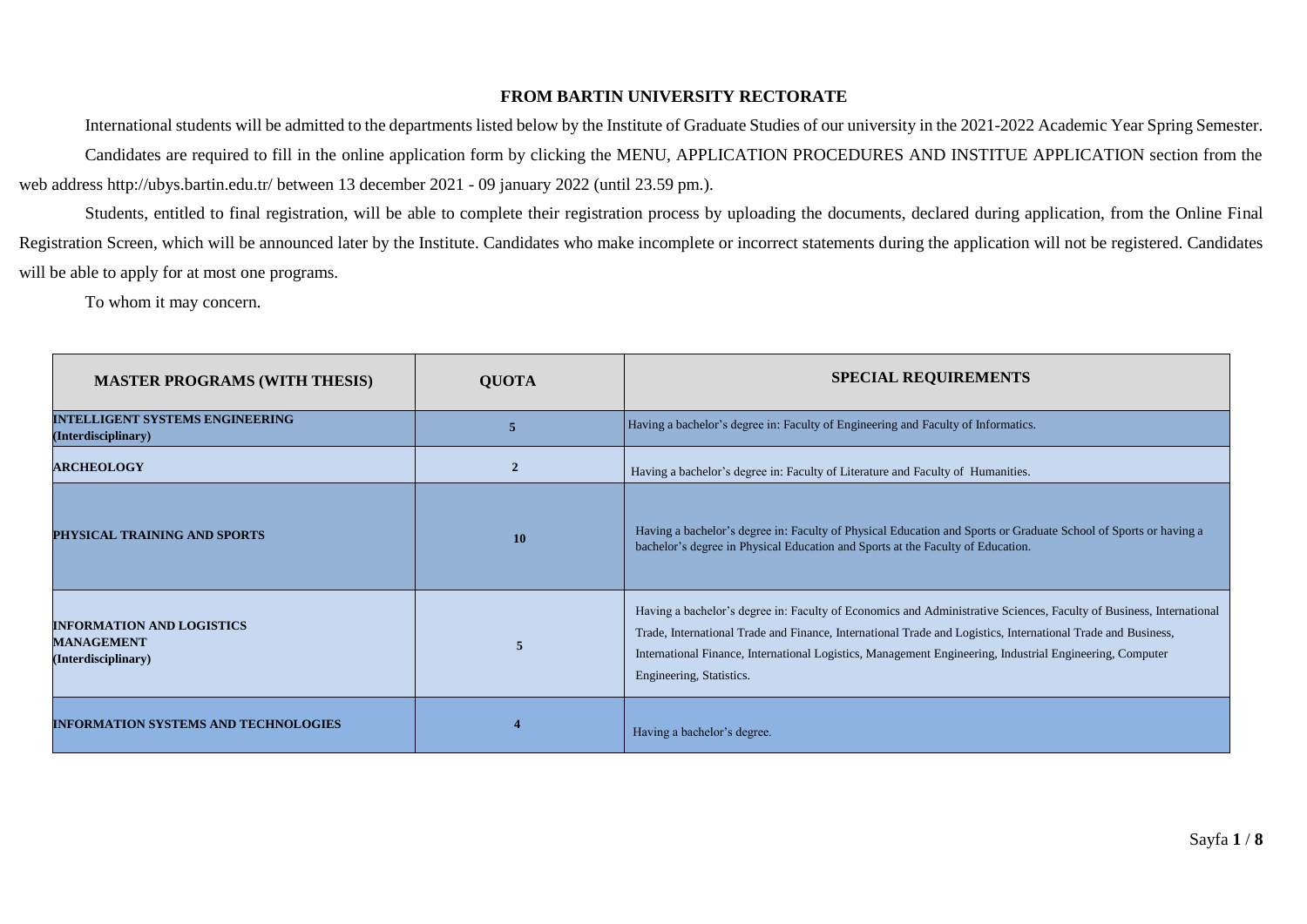# FROM BARTIN UNIVERSITY RECTORATE

International students will be admitted to the departments listed below by the Institute of Graduate Studies of our university in the 2021-2022 Academic Year Spring Semester.

Candidates are required to fill in the online application form by clicking the MENU, APPLICATION PROCEDURES AND INSTITUE APPLICATION section from the web address http://ubys.bartin.edu.tr/ between 13 december 2021 - 09 january 2022 (until 23.59 pm.).

Students, entitled to final registration, will be able to complete their registration process by uploading the documents, declared during application, from the Online Final Registration Screen, which will be announced later by the Institute. Candidates who make incomplete or incorrect statements during the application will not be registered. Candidates will be able to apply for at most one programs.

To whom it may concern.

| MASTER PROGRAMS (WITH THESIS) | QUOTA | SPECIAL REQUIREMENTS |
| --- | --- | --- |
| **INTELLIGENT SYSTEMS ENGINEERING (Interdisciplinary)** | 5 | Having a bachelor's degree in: Faculty of Engineering and Faculty of Informatics. |
| **ARCHEOLOGY** | 2 | Having a bachelor's degree in: Faculty of Literature and Faculty of Humanities. |
| **PHYSICAL TRAINING AND SPORTS** | 10 | Having a bachelor's degree in: Faculty of Physical Education and Sports or Graduate School of Sports or having a bachelor's degree in Physical Education and Sports at the Faculty of Education. |
| **INFORMATION AND LOGISTICS MANAGEMENT (Interdisciplinary)** | 5 | Having a bachelor's degree in: Faculty of Economics and Administrative Sciences, Faculty of Business, International Trade, International Trade and Finance, International Trade and Logistics, International Trade and Business, International Finance, International Logistics, Management Engineering, Industrial Engineering, Computer Engineering, Statistics. |
| **INFORMATION SYSTEMS AND TECHNOLOGIES** | 4 | Having a bachelor's degree. |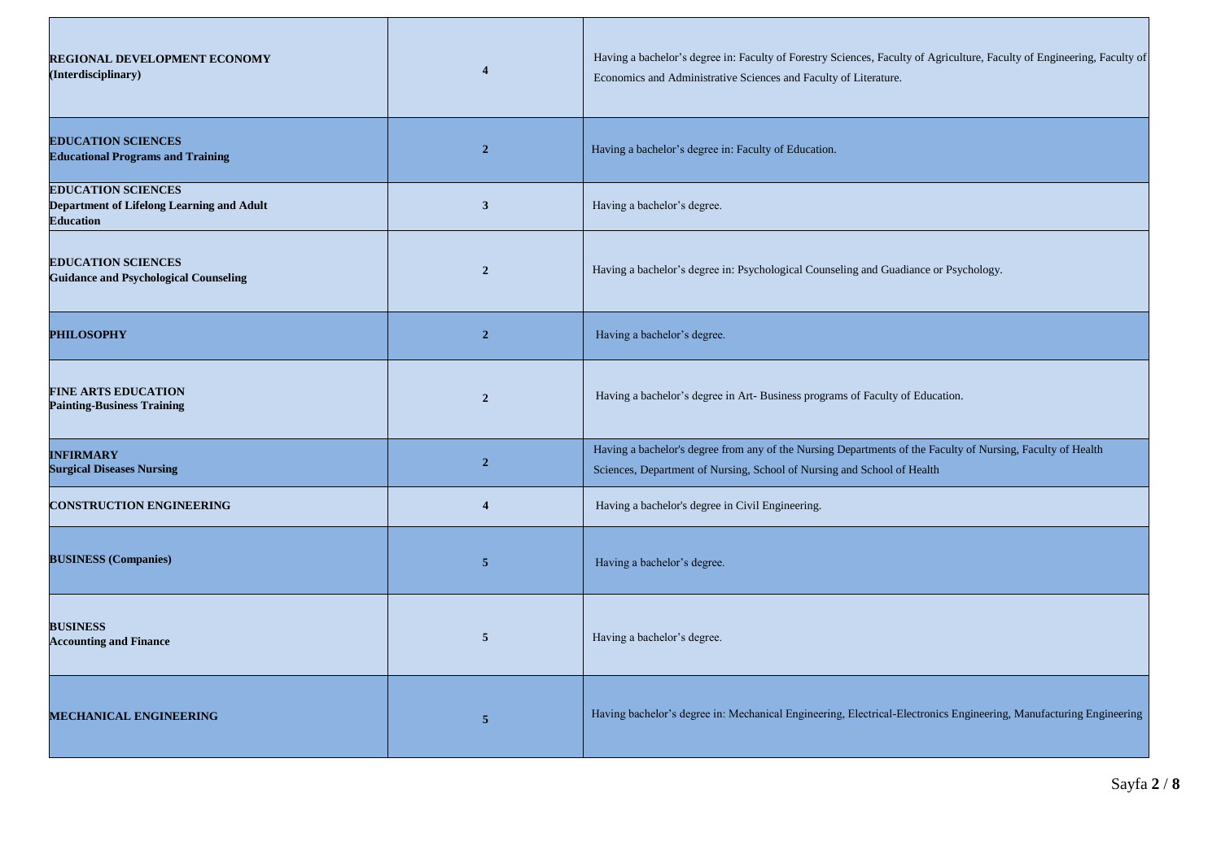| | | |
|---|---|---|
| **REGIONAL DEVELOPMENT ECONOMY (Interdisciplinary)** | **4** | Having a bachelor’s degree in: Faculty of Forestry Sciences, Faculty of Agriculture, Faculty of Engineering, Faculty of Economics and Administrative Sciences and Faculty of Literature. |
| **EDUCATION SCIENCES Educational Programs and Training** | **2** | Having a bachelor’s degree in: Faculty of Education. |
| **EDUCATION SCIENCES Department of Lifelong Learning and Adult Education** | **3** | Having a bachelor’s degree. |
| **EDUCATION SCIENCES Guidance and Psychological Counseling** | **2** | Having a bachelor’s degree in: Psychological Counseling and Guadiance or Psychology. |
| **PHILOSOPHY** | **2** | Having a bachelor’s degree. |
| **FINE ARTS EDUCATION Painting-Business Training** | **2** | Having a bachelor’s degree in Art- Business programs of Faculty of Education. |
| **INFIRMARY Surgical Diseases Nursing** | **2** | Having a bachelor's degree from any of the Nursing Departments of the Faculty of Nursing, Faculty of Health Sciences, Department of Nursing, School of Nursing and School of Health |
| **CONSTRUCTION ENGINEERING** | **4** | Having a bachelor's degree in Civil Engineering. |
| **BUSINESS (Companies)** | **5** | Having a bachelor’s degree. |
| **BUSINESS Accounting and Finance** | **5** | Having a bachelor’s degree. |
| **MECHANICAL ENGINEERING** | **5** | Having bachelor’s degree in: Mechanical Engineering, Electrical-Electronics Engineering, Manufacturing Engineering |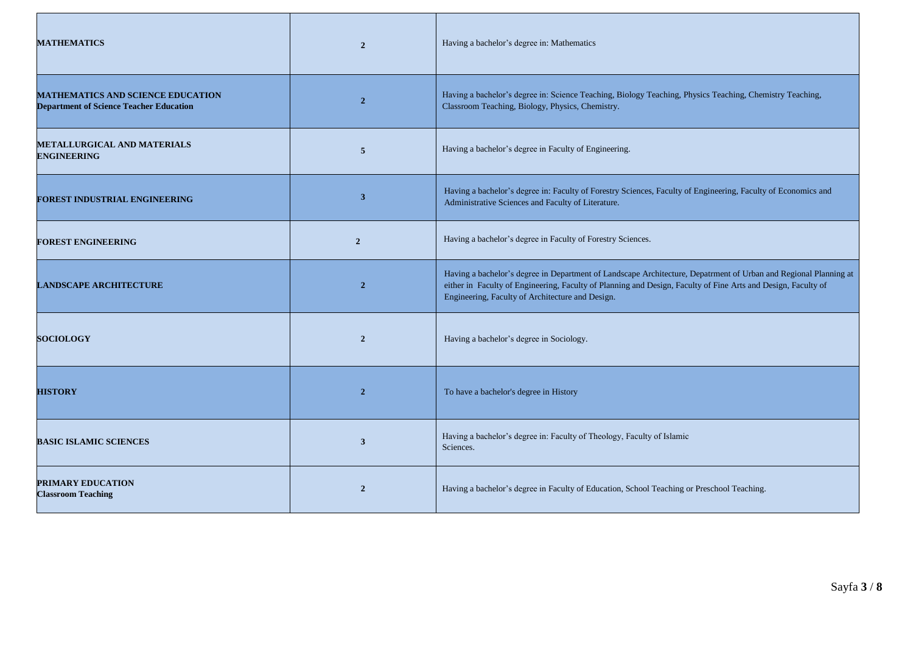| | | |
|---|---|---|
| **MATHEMATICS** | **2** | Having a bachelor's degree in: Mathematics |
| **MATHEMATICS AND SCIENCE EDUCATION**<br>**Department of Science Teacher Education** | **2** | Having a bachelor's degree in: Science Teaching, Biology Teaching, Physics Teaching, Chemistry Teaching, Classroom Teaching, Biology, Physics, Chemistry. |
| **METALLURGICAL AND MATERIALS ENGINEERING** | **5** | Having a bachelor's degree in Faculty of Engineering. |
| **FOREST INDUSTRIAL ENGINEERING** | **3** | Having a bachelor's degree in: Faculty of Forestry Sciences, Faculty of Engineering, Faculty of Economics and Administrative Sciences and Faculty of Literature. |
| **FOREST ENGINEERING** | **2** | Having a bachelor's degree in Faculty of Forestry Sciences. |
| **LANDSCAPE ARCHITECTURE** | **2** | Having a bachelor's degree in Department of Landscape Architecture, Depatrment of Urban and Regional Planning at either in Faculty of Engineering, Faculty of Planning and Design, Faculty of Fine Arts and Design, Faculty of Engineering, Faculty of Architecture and Design. |
| **SOCIOLOGY** | **2** | Having a bachelor's degree in Sociology. |
| **HISTORY** | **2** | To have a bachelor's degree in History |
| **BASIC ISLAMIC SCIENCES** | **3** | Having a bachelor's degree in: Faculty of Theology, Faculty of Islamic Sciences. |
| **PRIMARY EDUCATION**<br>**Classroom Teaching** | **2** | Having a bachelor's degree in Faculty of Education, School Teaching or Preschool Teaching. |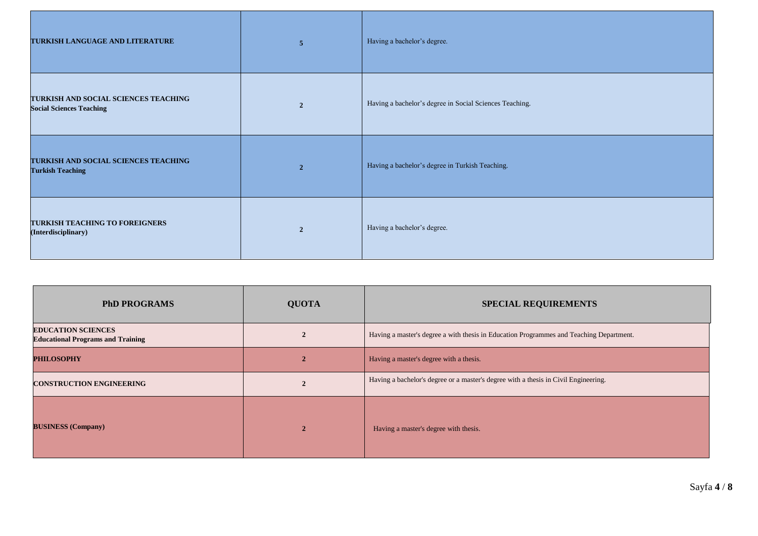| | | |
|---|---|---|
| **TURKISH LANGUAGE AND LITERATURE** | **5** | Having a bachelor's degree. |
| **TURKISH AND SOCIAL SCIENCES TEACHING**<br>**Social Sciences Teaching** | **2** | Having a bachelor's degree in Social Sciences Teaching. |
| **TURKISH AND SOCIAL SCIENCES TEACHING**<br>**Turkish Teaching** | **2** | Having a bachelor's degree in Turkish Teaching. |
| **TURKISH TEACHING TO FOREIGNERS**<br>**(Interdisciplinary)** | **2** | Having a bachelor's degree. |

| PhD PROGRAMS | QUOTA | SPECIAL REQUIREMENTS |
|---|---|---|
| **EDUCATION SCIENCES**<br>**Educational Programs and Training** | **2** | Having a master's degree a with thesis in Education Programmes and Teaching Department. |
| **PHILOSOPHY** | **2** | Having a master's degree with a thesis. |
| **CONSTRUCTION ENGINEERING** | **2** | Having a bachelor's degree or a master's degree with a thesis in Civil Engineering. |
| **BUSINESS (Company)** | **2** | Having a master's degree with thesis. |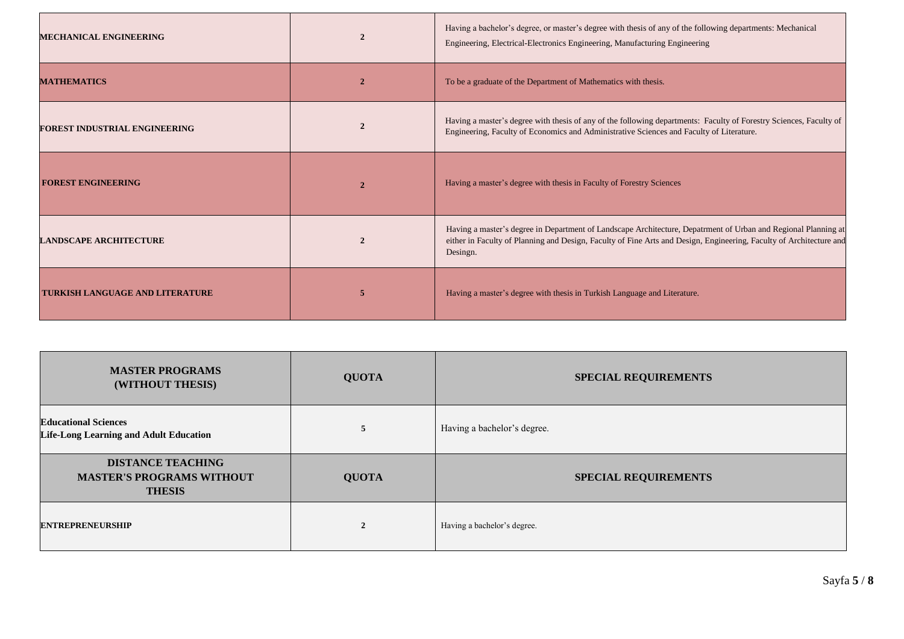| | | |
|---|---|---|
| **MECHANICAL ENGINEERING** | **2** | Having a bachelor's degree, or master's degree with thesis of any of the following departments: Mechanical Engineering, Electrical-Electronics Engineering, Manufacturing Engineering |
| **MATHEMATICS** | **2** | To be a graduate of the Department of Mathematics with thesis. |
| **FOREST INDUSTRIAL ENGINEERING** | **2** | Having a master's degree with thesis of any of the following departments: Faculty of Forestry Sciences, Faculty of Engineering, Faculty of Economics and Administrative Sciences and Faculty of Literature. |
| **FOREST ENGINEERING** | **2** | Having a master's degree with thesis in Faculty of Forestry Sciences |
| **LANDSCAPE ARCHITECTURE** | **2** | Having a master's degree in Department of Landscape Architecture, Depatrment of Urban and Regional Planning at either in Faculty of Planning and Design, Faculty of Fine Arts and Design, Engineering, Faculty of Architecture and Desingn. |
| **TURKISH LANGUAGE AND LITERATURE** | **5** | Having a master's degree with thesis in Turkish Language and Literature. |

| MASTER PROGRAMS (WITHOUT THESIS) | QUOTA | SPECIAL REQUIREMENTS |
|---|---|---|
| **Educational Sciences** **Life-Long Learning and Adult Education** | **5** | Having a bachelor's degree. |
| **DISTANCE TEACHING MASTER'S PROGRAMS WITHOUT THESIS** | **QUOTA** | **SPECIAL REQUIREMENTS** |
| **ENTREPRENEURSHIP** | **2** | Having a bachelor's degree. |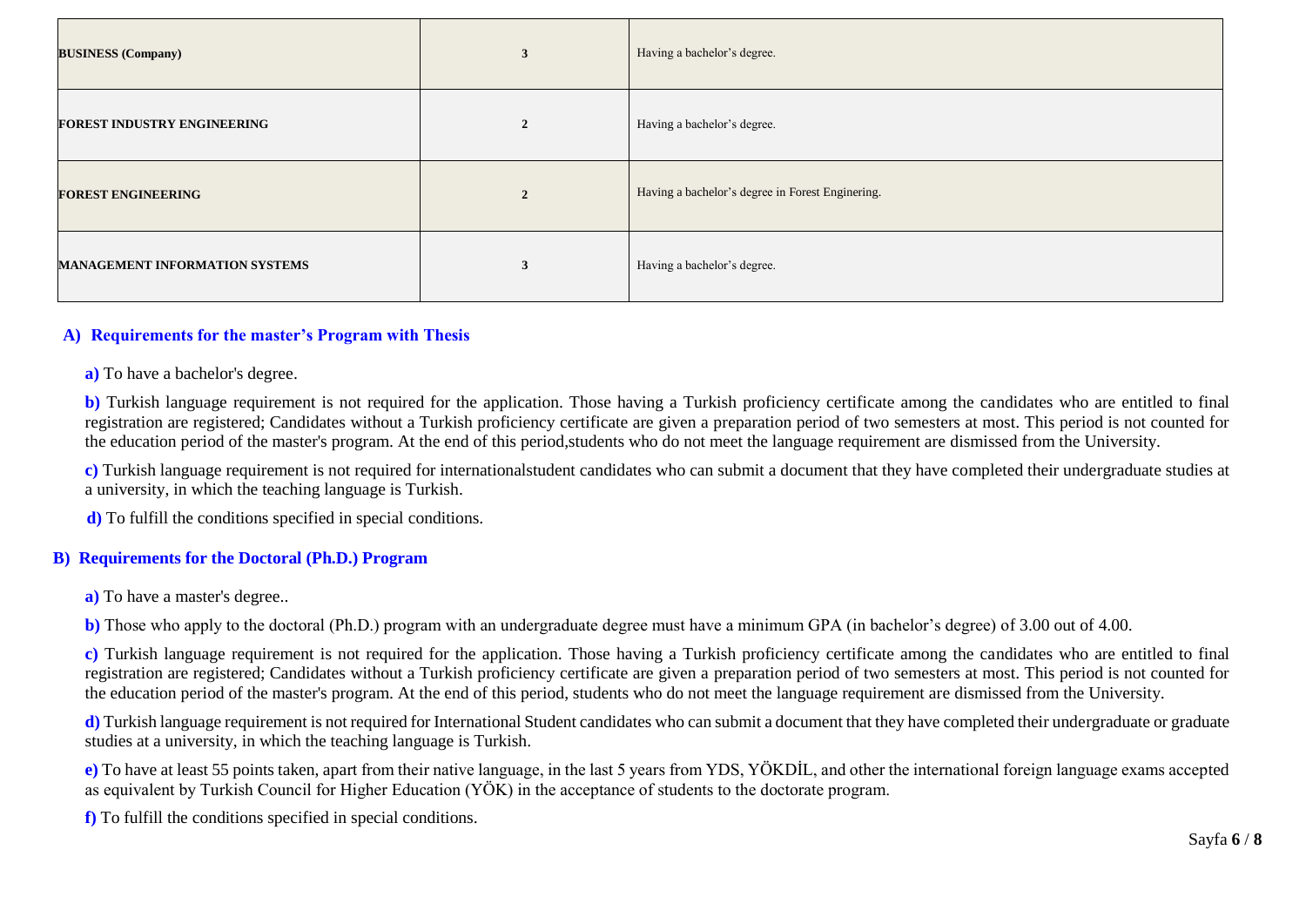| BUSINESS (Company) | 3 | Having a bachelor's degree. |
|---|---|---|
| FOREST INDUSTRY ENGINEERING | 2 | Having a bachelor's degree. |
| FOREST ENGINEERING | 2 | Having a bachelor's degree in Forest Enginering. |
| MANAGEMENT INFORMATION SYSTEMS | 3 | Having a bachelor's degree. |

## A) Requirements for the master's Program with Thesis

**a)** To have a bachelor's degree.

**b)** Turkish language requirement is not required for the application. Those having a Turkish proficiency certificate among the candidates who are entitled to final registration are registered; Candidates without a Turkish proficiency certificate are given a preparation period of two semesters at most. This period is not counted for the education period of the master's program. At the end of this period,students who do not meet the language requirement are dismissed from the University.

**c)** Turkish language requirement is not required for internationalstudent candidates who can submit a document that they have completed their undergraduate studies at a university, in which the teaching language is Turkish.

**d)** To fulfill the conditions specified in special conditions.

## B) Requirements for the Doctoral (Ph.D.) Program

**a)** To have a master's degree..

**b)** Those who apply to the doctoral (Ph.D.) program with an undergraduate degree must have a minimum GPA (in bachelor's degree) of 3.00 out of 4.00.

**c)** Turkish language requirement is not required for the application. Those having a Turkish proficiency certificate among the candidates who are entitled to final registration are registered; Candidates without a Turkish proficiency certificate are given a preparation period of two semesters at most. This period is not counted for the education period of the master's program. At the end of this period, students who do not meet the language requirement are dismissed from the University.

**d)** Turkish language requirement is not required for International Student candidates who can submit a document that they have completed their undergraduate or graduate studies at a university, in which the teaching language is Turkish.

**e)** To have at least 55 points taken, apart from their native language, in the last 5 years from YDS, YÖKDİL, and other the international foreign language exams accepted as equivalent by Turkish Council for Higher Education (YÖK) in the acceptance of students to the doctorate program.

**f)** To fulfill the conditions specified in special conditions.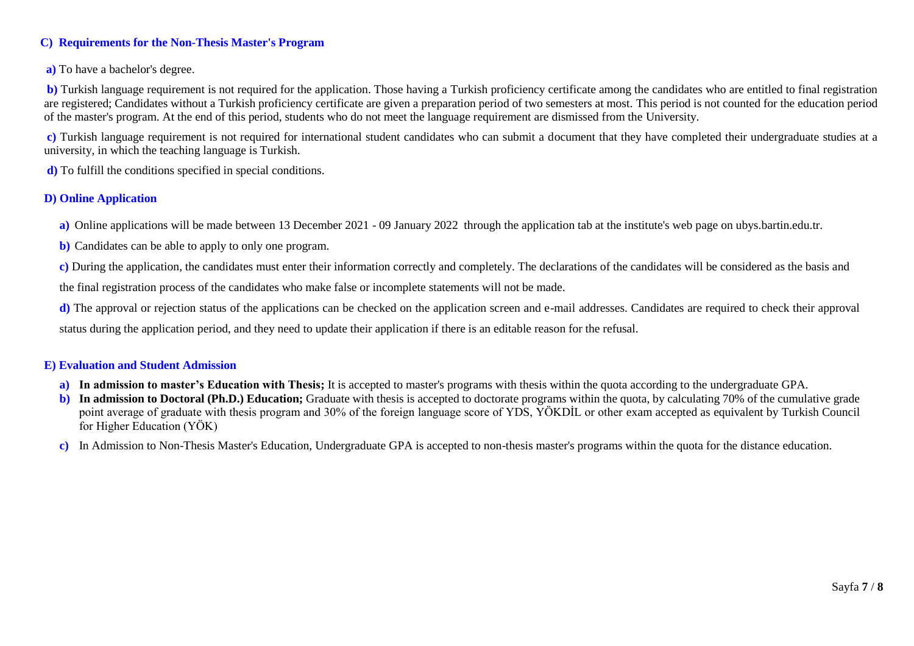### C) Requirements for the Non-Thesis Master's Program

**a)** To have a bachelor's degree.

**b)** Turkish language requirement is not required for the application. Those having a Turkish proficiency certificate among the candidates who are entitled to final registration are registered; Candidates without a Turkish proficiency certificate are given a preparation period of two semesters at most. This period is not counted for the education period of the master's program. At the end of this period, students who do not meet the language requirement are dismissed from the University.

**c)** Turkish language requirement is not required for international student candidates who can submit a document that they have completed their undergraduate studies at a university, in which the teaching language is Turkish.

**d)** To fulfill the conditions specified in special conditions.

### D) Online Application

**a)** Online applications will be made between 13 December 2021 - 09 January 2022 through the application tab at the institute's web page on ubys.bartin.edu.tr.

**b)** Candidates can be able to apply to only one program.

**c)** During the application, the candidates must enter their information correctly and completely. The declarations of the candidates will be considered as the basis and the final registration process of the candidates who make false or incomplete statements will not be made.

**d)** The approval or rejection status of the applications can be checked on the application screen and e-mail addresses. Candidates are required to check their approval status during the application period, and they need to update their application if there is an editable reason for the refusal.

### E) Evaluation and Student Admission

**a) In admission to master's Education with Thesis;** It is accepted to master's programs with thesis within the quota according to the undergraduate GPA.

**b) In admission to Doctoral (Ph.D.) Education;** Graduate with thesis is accepted to doctorate programs within the quota, by calculating 70% of the cumulative grade point average of graduate with thesis program and 30% of the foreign language score of YDS, YÖKDİL or other exam accepted as equivalent by Turkish Council for Higher Education (YÖK)

**c)** In Admission to Non-Thesis Master's Education, Undergraduate GPA is accepted to non-thesis master's programs within the quota for the distance education.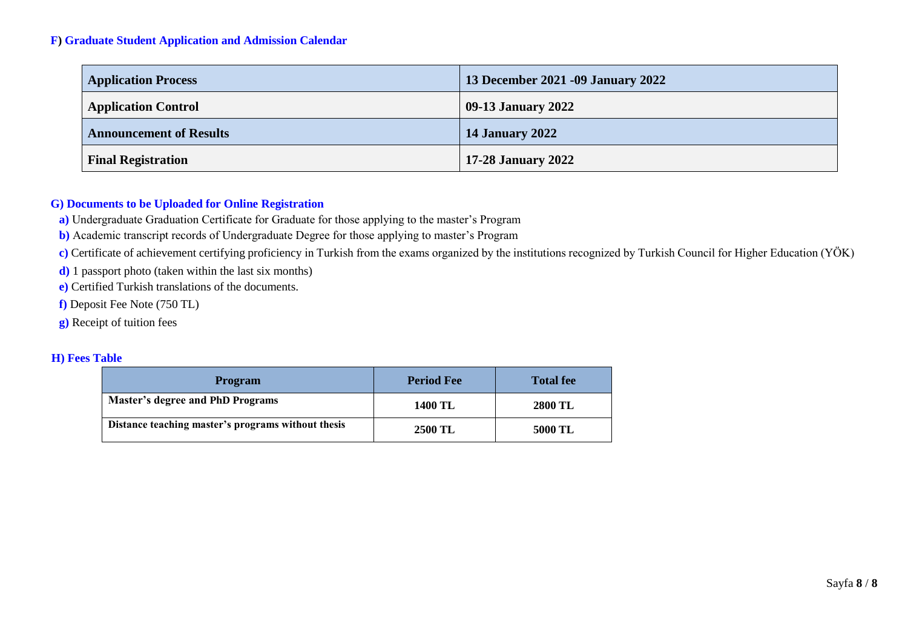### F) Graduate Student Application and Admission Calendar

| | |
|---|---|
| **Application Process** | **13 December 2021 -09 January 2022** |
| **Application Control** | **09-13 January 2022** |
| **Announcement of Results** | **14 January 2022** |
| **Final Registration** | **17-28 January 2022** |

### G) Documents to be Uploaded for Online Registration

**a)** Undergraduate Graduation Certificate for Graduate for those applying to the master's Program

**b)** Academic transcript records of Undergraduate Degree for those applying to master's Program

**c)** Certificate of achievement certifying proficiency in Turkish from the exams organized by the institutions recognized by Turkish Council for Higher Education (YÖK)

**d)** 1 passport photo (taken within the last six months)

**e)** Certified Turkish translations of the documents.

**f)** Deposit Fee Note (750 TL)

**g)** Receipt of tuition fees

### H) Fees Table

| Program | Period Fee | Total fee |
|---|---|---|
| **Master's degree and PhD Programs** | **1400 TL** | **2800 TL** |
| **Distance teaching master's programs without thesis** | **2500 TL** | **5000 TL** |